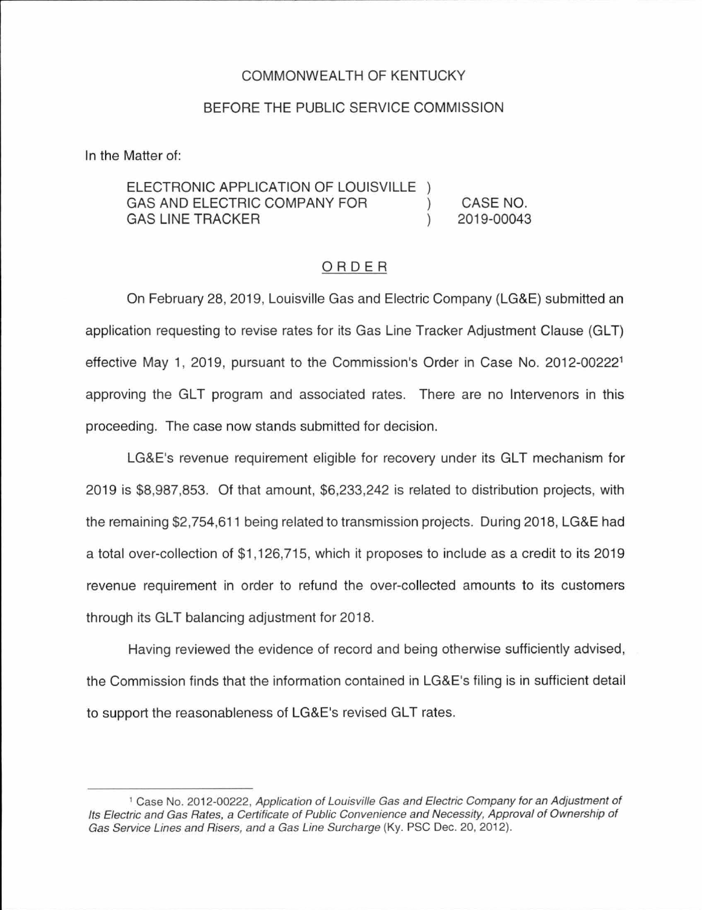COMMONWEALTH OF KENTUCKY

BEFORE THE PUBLIC SERVICE COMMISSION

In the Matter of:

| | | |
|---|---|---|
| ELECTRONIC APPLICATION OF LOUISVILLE GAS AND ELECTRIC COMPANY FOR GAS LINE TRACKER | ) ) ) | CASE NO. 2019-00043 |

## ORDER

On February 28, 2019, Louisville Gas and Electric Company (LG&E) submitted an application requesting to revise rates for its Gas Line Tracker Adjustment Clause (GLT) effective May 1, 2019, pursuant to the Commission's Order in Case No. 2012-00222[1] approving the GLT program and associated rates. There are no Intervenors in this proceeding. The case now stands submitted for decision.

LG&E's revenue requirement eligible for recovery under its GLT mechanism for 2019 is $8,987,853. Of that amount, $6,233,242 is related to distribution projects, with the remaining $2,754,611 being related to transmission projects. During 2018, LG&E had a total over-collection of $1,126,715, which it proposes to include as a credit to its 2019 revenue requirement in order to refund the over-collected amounts to its customers through its GLT balancing adjustment for 2018.

Having reviewed the evidence of record and being otherwise sufficiently advised, the Commission finds that the information contained in LG&E's filing is in sufficient detail to support the reasonableness of LG&E's revised GLT rates.

---

[1] Case No. 2012-00222, *Application of Louisville Gas and Electric Company for an Adjustment of Its Electric and Gas Rates, a Certificate of Public Convenience and Necessity, Approval of Ownership of Gas Service Lines and Risers, and a Gas Line Surcharge* (Ky. PSC Dec. 20, 2012).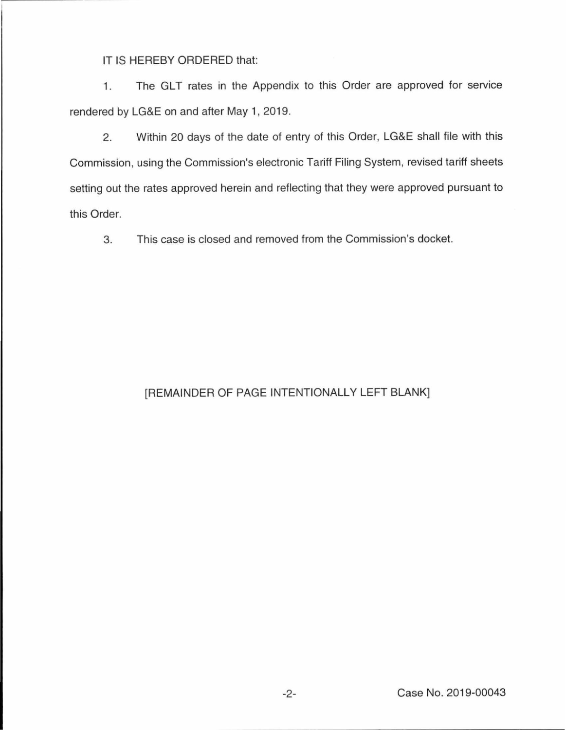IT IS HEREBY ORDERED that:

1. The GLT rates in the Appendix to this Order are approved for service rendered by LG&E on and after May 1, 2019.

2. Within 20 days of the date of entry of this Order, LG&E shall file with this Commission, using the Commission's electronic Tariff Filing System, revised tariff sheets setting out the rates approved herein and reflecting that they were approved pursuant to this Order.

3. This case is closed and removed from the Commission's docket.

[REMAINDER OF PAGE INTENTIONALLY LEFT BLANK]

Case No. 2019-00043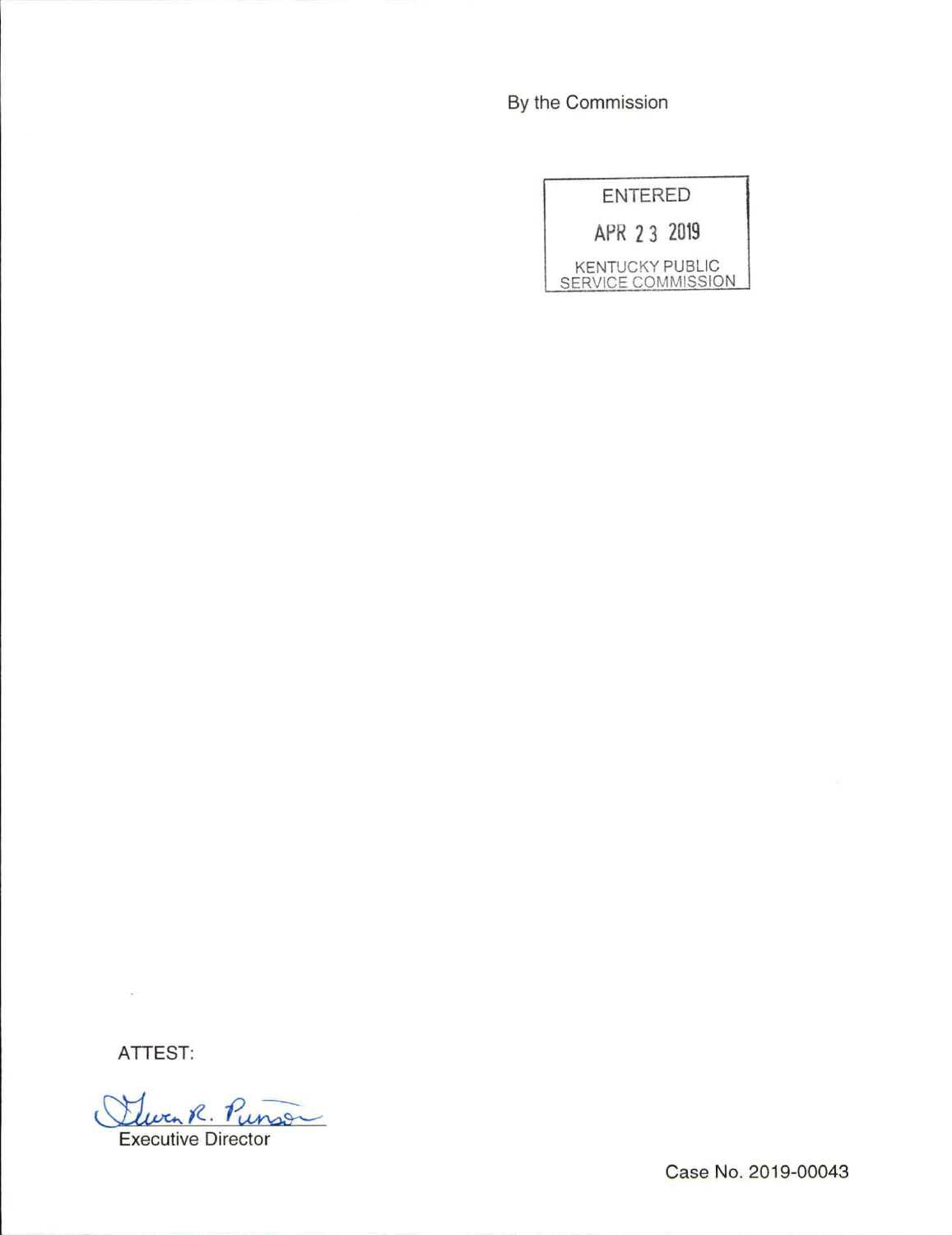By the Commission

ENTERED

APR 23 2019

KENTUCKY PUBLIC SERVICE COMMISSION

ATTEST:

Gwen R. Pinson

Executive Director

Case No. 2019-00043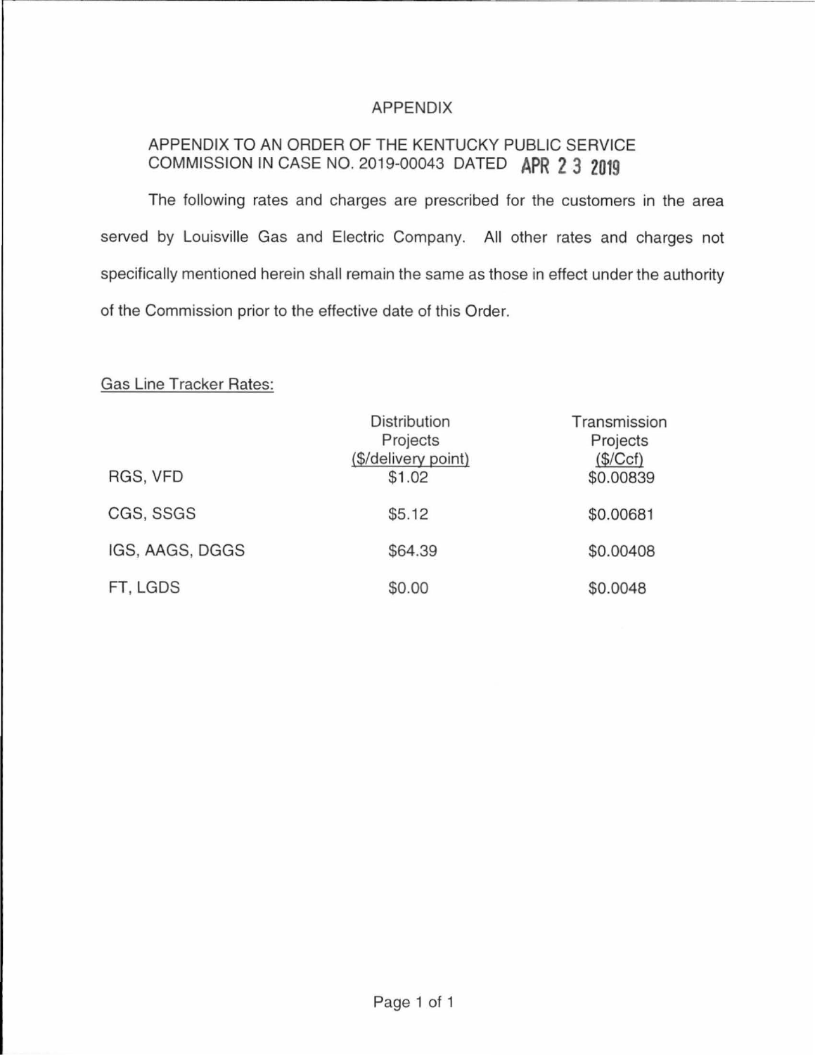# APPENDIX

APPENDIX TO AN ORDER OF THE KENTUCKY PUBLIC SERVICE COMMISSION IN CASE NO. 2019-00043 DATED APR 23 2019

The following rates and charges are prescribed for the customers in the area served by Louisville Gas and Electric Company. All other rates and charges not specifically mentioned herein shall remain the same as those in effect under the authority of the Commission prior to the effective date of this Order.

Gas Line Tracker Rates:

| | Distribution Projects ($/delivery point) | Transmission Projects ($/Ccf) |
|---|---|---|
| RGS, VFD | $1.02 | $0.00839 |
| CGS, SSGS | $5.12 | $0.00681 |
| IGS, AAGS, DGGS | $64.39 | $0.00408 |
| FT, LGDS | $0.00 | $0.0048 |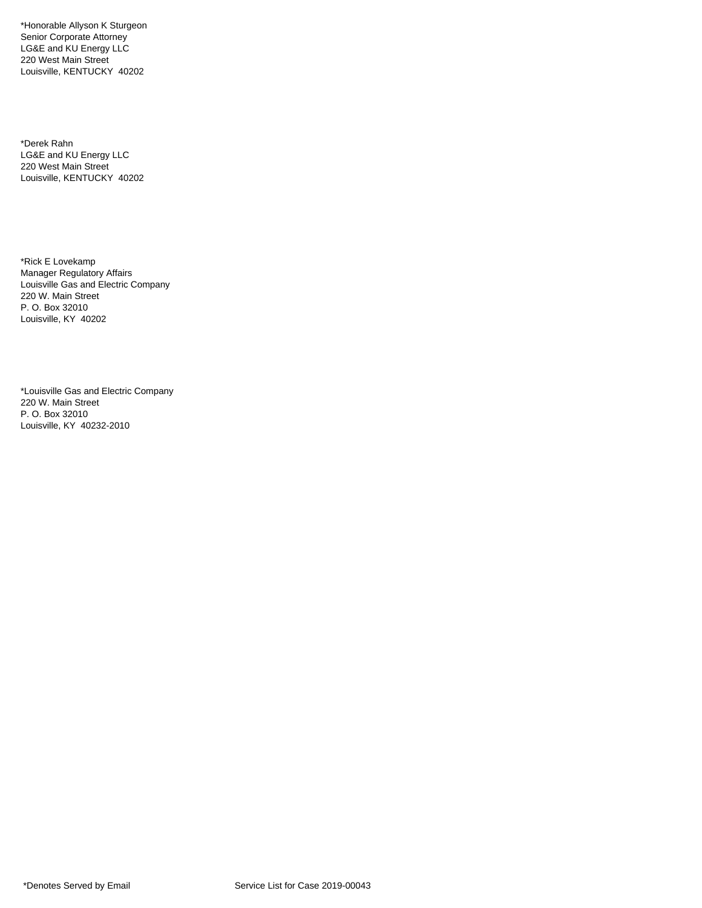*Honorable Allyson K Sturgeon
Senior Corporate Attorney
LG&E and KU Energy LLC
220 West Main Street
Louisville, KENTUCKY 40202

*Derek Rahn
LG&E and KU Energy LLC
220 West Main Street
Louisville, KENTUCKY 40202

*Rick E Lovekamp
Manager Regulatory Affairs
Louisville Gas and Electric Company
220 W. Main Street
P. O. Box 32010
Louisville, KY 40202

*Louisville Gas and Electric Company
220 W. Main Street
P. O. Box 32010
Louisville, KY 40232-2010

*Denotes Served by Email

Service List for Case 2019-00043